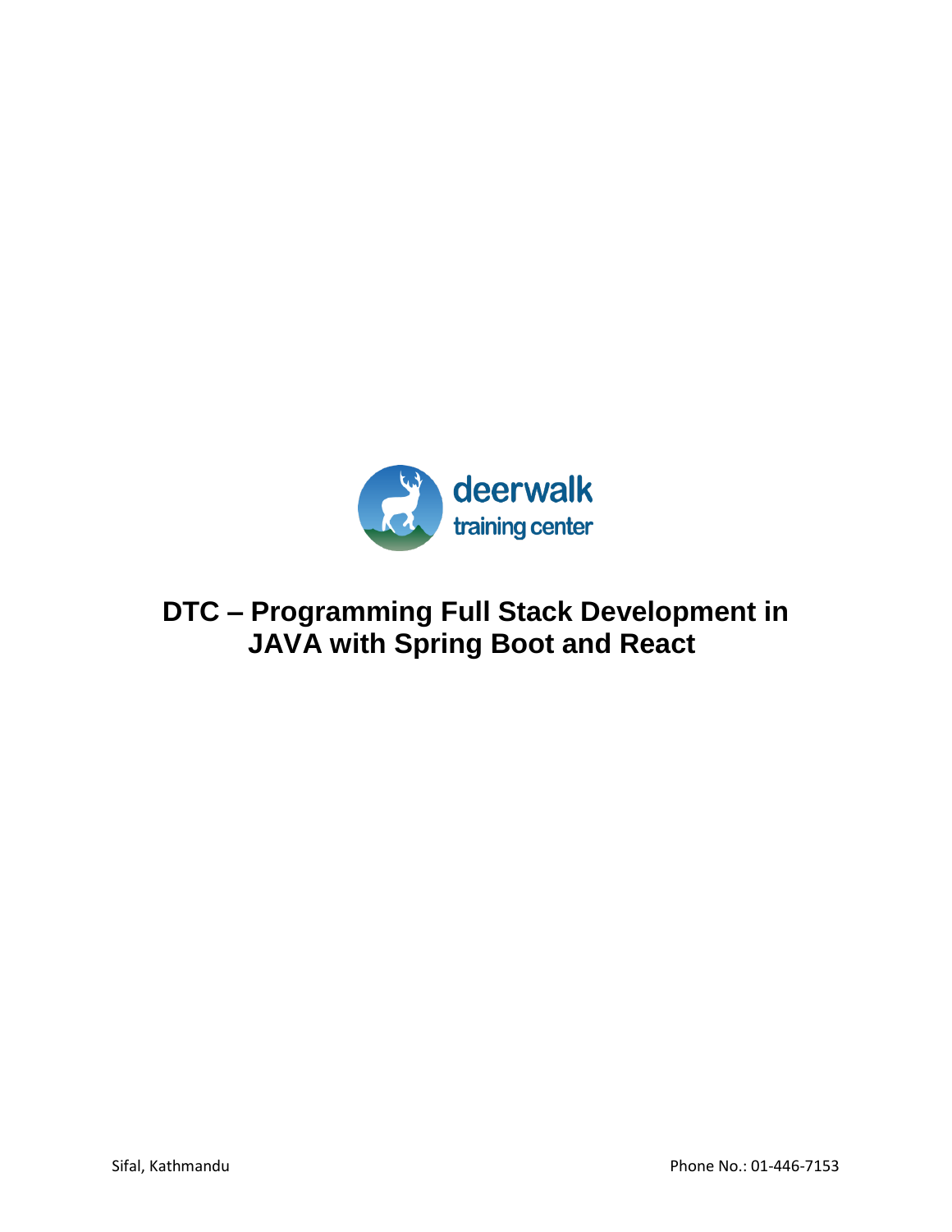deerwalk
training center

# DTC – Programming Full Stack Development in JAVA with Spring Boot and React

Sifal, Kathmandu

Phone No.: 01-446-7153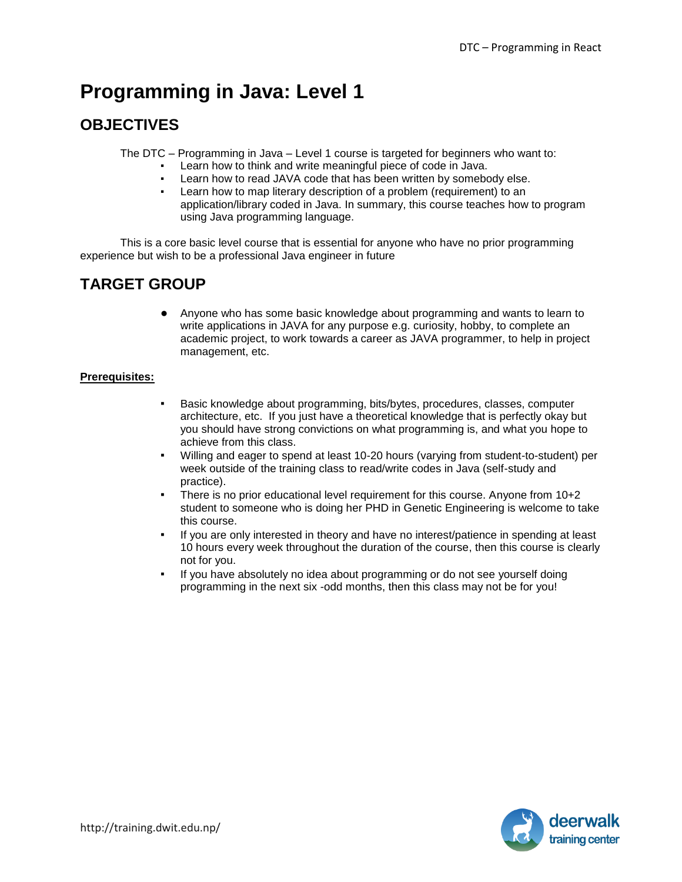# Programming in Java: Level 1

## OBJECTIVES

The DTC – Programming in Java – Level 1 course is targeted for beginners who want to:

- Learn how to think and write meaningful piece of code in Java.
- Learn how to read JAVA code that has been written by somebody else.
- Learn how to map literary description of a problem (requirement) to an application/library coded in Java. In summary, this course teaches how to program using Java programming language.

This is a core basic level course that is essential for anyone who have no prior programming experience but wish to be a professional Java engineer in future

## TARGET GROUP

- Anyone who has some basic knowledge about programming and wants to learn to write applications in JAVA for any purpose e.g. curiosity, hobby, to complete an academic project, to work towards a career as JAVA programmer, to help in project management, etc.

**Prerequisites:**

- Basic knowledge about programming, bits/bytes, procedures, classes, computer architecture, etc. If you just have a theoretical knowledge that is perfectly okay but you should have strong convictions on what programming is, and what you hope to achieve from this class.
- Willing and eager to spend at least 10-20 hours (varying from student-to-student) per week outside of the training class to read/write codes in Java (self-study and practice).
- There is no prior educational level requirement for this course. Anyone from 10+2 student to someone who is doing her PHD in Genetic Engineering is welcome to take this course.
- If you are only interested in theory and have no interest/patience in spending at least 10 hours every week throughout the duration of the course, then this course is clearly not for you.
- If you have absolutely no idea about programming or do not see yourself doing programming in the next six -odd months, then this class may not be for you!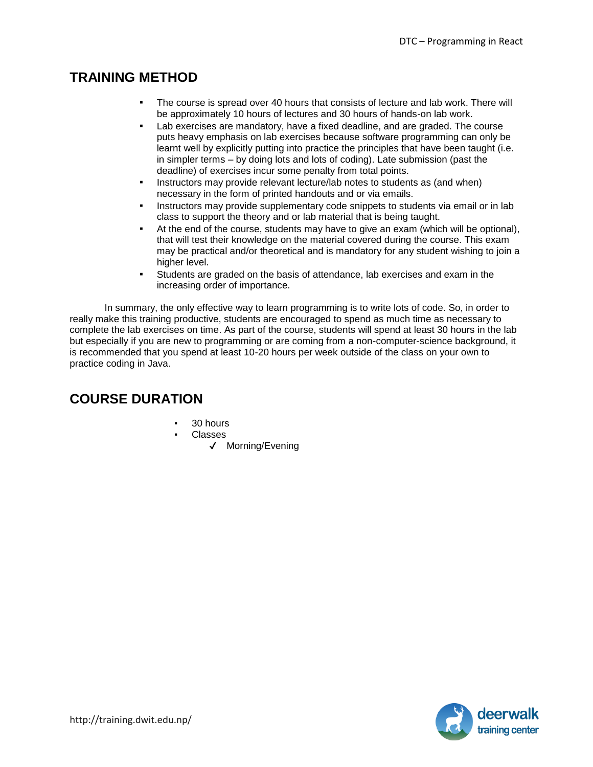## TRAINING METHOD

- The course is spread over 40 hours that consists of lecture and lab work. There will be approximately 10 hours of lectures and 30 hours of hands-on lab work.
- Lab exercises are mandatory, have a fixed deadline, and are graded. The course puts heavy emphasis on lab exercises because software programming can only be learnt well by explicitly putting into practice the principles that have been taught (i.e. in simpler terms – by doing lots and lots of coding). Late submission (past the deadline) of exercises incur some penalty from total points.
- Instructors may provide relevant lecture/lab notes to students as (and when) necessary in the form of printed handouts and or via emails.
- Instructors may provide supplementary code snippets to students via email or in lab class to support the theory and or lab material that is being taught.
- At the end of the course, students may have to give an exam (which will be optional), that will test their knowledge on the material covered during the course. This exam may be practical and/or theoretical and is mandatory for any student wishing to join a higher level.
- Students are graded on the basis of attendance, lab exercises and exam in the increasing order of importance.

In summary, the only effective way to learn programming is to write lots of code. So, in order to really make this training productive, students are encouraged to spend as much time as necessary to complete the lab exercises on time. As part of the course, students will spend at least 30 hours in the lab but especially if you are new to programming or are coming from a non-computer-science background, it is recommended that you spend at least 10-20 hours per week outside of the class on your own to practice coding in Java.

## COURSE DURATION

- 30 hours
- Classes
  - ✓ Morning/Evening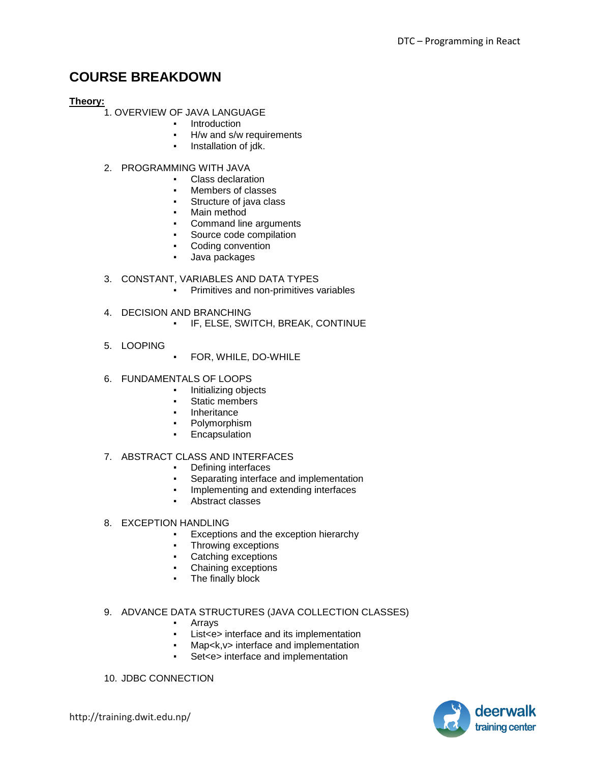# COURSE BREAKDOWN

**Theory:**

1. OVERVIEW OF JAVA LANGUAGE
    - Introduction
    - H/w and s/w requirements
    - Installation of jdk.

2. PROGRAMMING WITH JAVA
    - Class declaration
    - Members of classes
    - Structure of java class
    - Main method
    - Command line arguments
    - Source code compilation
    - Coding convention
    - Java packages

3. CONSTANT, VARIABLES AND DATA TYPES
    - Primitives and non-primitives variables

4. DECISION AND BRANCHING
    - IF, ELSE, SWITCH, BREAK, CONTINUE

5. LOOPING
    - FOR, WHILE, DO-WHILE

6. FUNDAMENTALS OF LOOPS
    - Initializing objects
    - Static members
    - Inheritance
    - Polymorphism
    - Encapsulation

7. ABSTRACT CLASS AND INTERFACES
    - Defining interfaces
    - Separating interface and implementation
    - Implementing and extending interfaces
    - Abstract classes

8. EXCEPTION HANDLING
    - Exceptions and the exception hierarchy
    - Throwing exceptions
    - Catching exceptions
    - Chaining exceptions
    - The finally block

9. ADVANCE DATA STRUCTURES (JAVA COLLECTION CLASSES)
    - Arrays
    - List<e> interface and its implementation
    - Map<k,v> interface and implementation
    - Set<e> interface and implementation

10. JDBC CONNECTION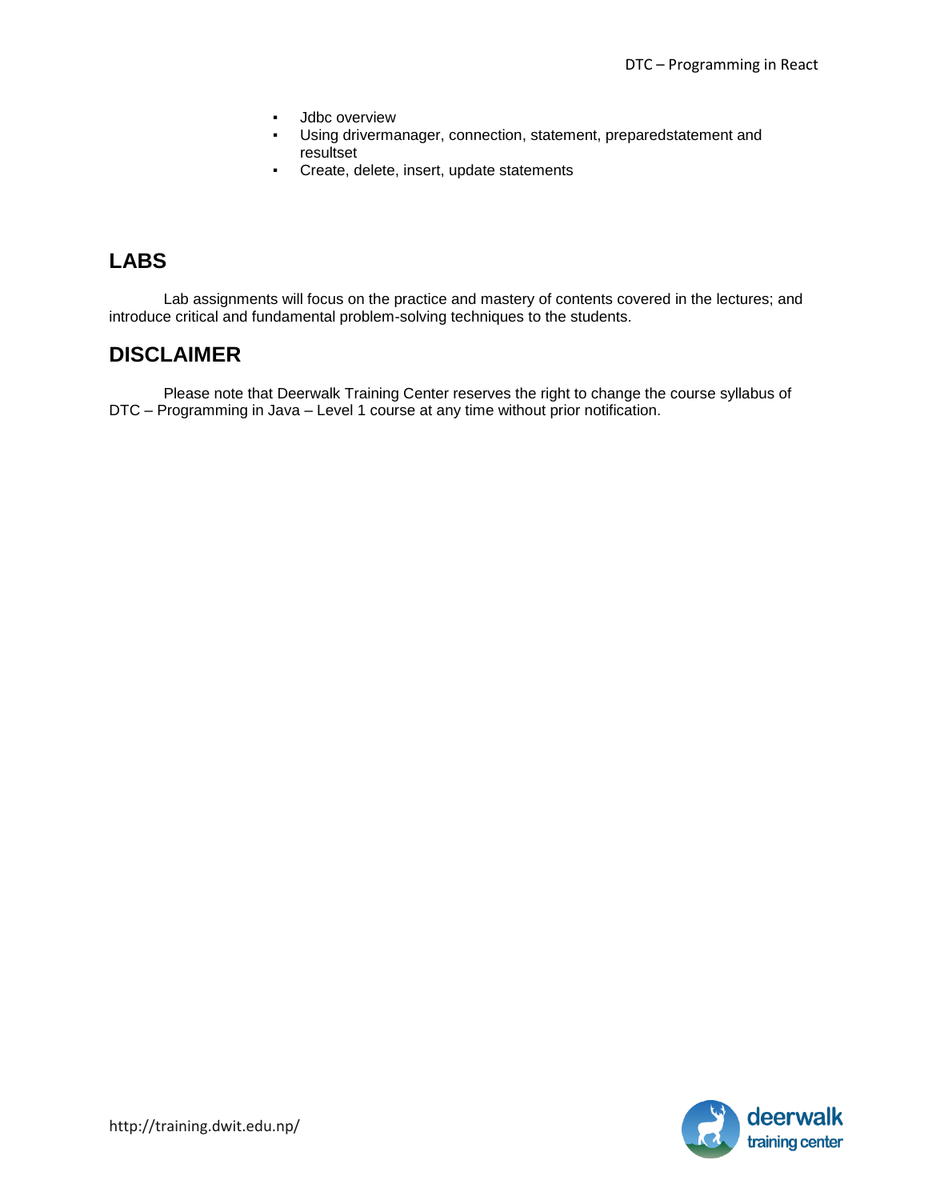- Jdbc overview
- Using drivermanager, connection, statement, preparedstatement and resultset
- Create, delete, insert, update statements

## LABS

Lab assignments will focus on the practice and mastery of contents covered in the lectures; and introduce critical and fundamental problem-solving techniques to the students.

## DISCLAIMER

Please note that Deerwalk Training Center reserves the right to change the course syllabus of DTC – Programming in Java – Level 1 course at any time without prior notification.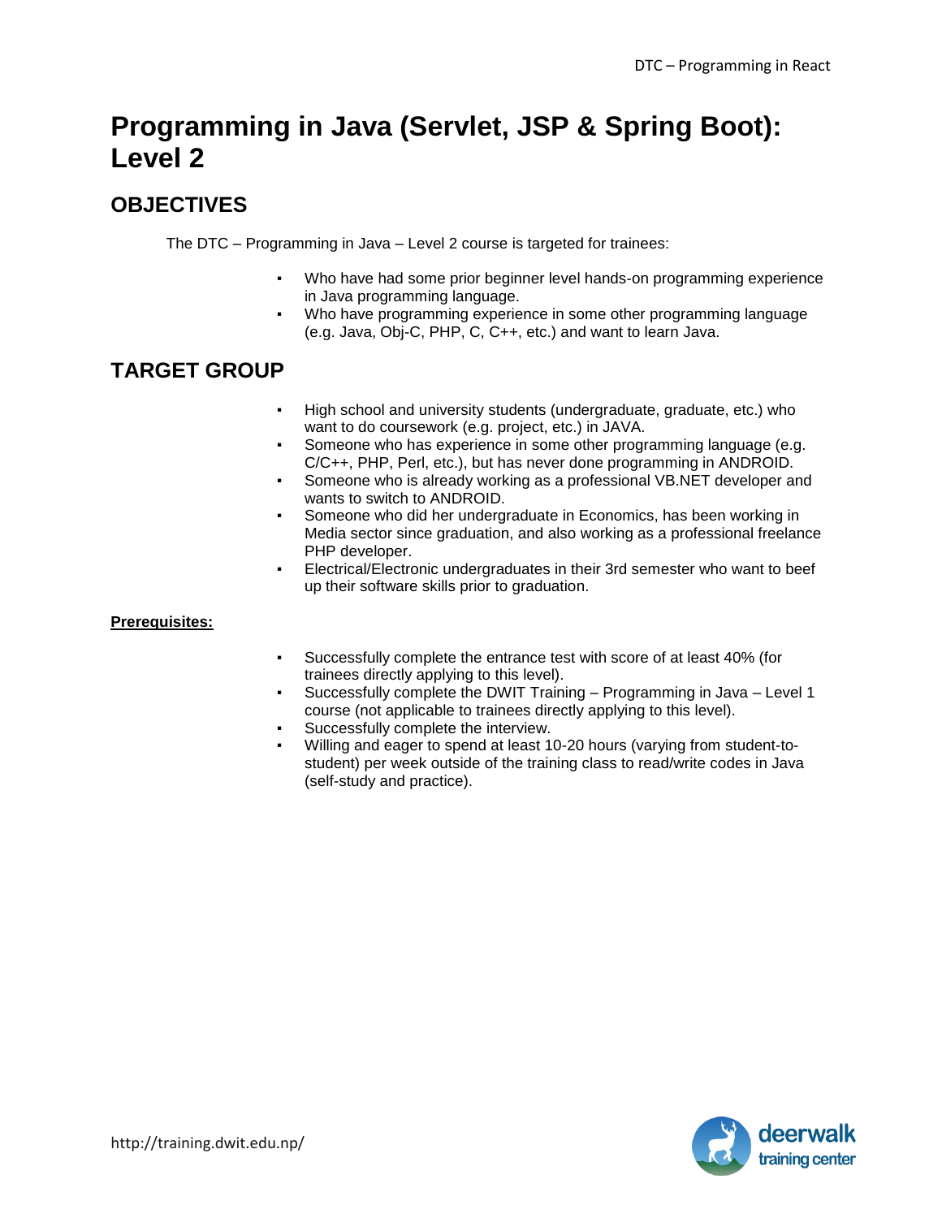# Programming in Java (Servlet, JSP & Spring Boot): Level 2

## OBJECTIVES

The DTC – Programming in Java – Level 2 course is targeted for trainees:

- Who have had some prior beginner level hands-on programming experience in Java programming language.
- Who have programming experience in some other programming language (e.g. Java, Obj-C, PHP, C, C++, etc.) and want to learn Java.

## TARGET GROUP

- High school and university students (undergraduate, graduate, etc.) who want to do coursework (e.g. project, etc.) in JAVA.
- Someone who has experience in some other programming language (e.g. C/C++, PHP, Perl, etc.), but has never done programming in ANDROID.
- Someone who is already working as a professional VB.NET developer and wants to switch to ANDROID.
- Someone who did her undergraduate in Economics, has been working in Media sector since graduation, and also working as a professional freelance PHP developer.
- Electrical/Electronic undergraduates in their 3rd semester who want to beef up their software skills prior to graduation.

**Prerequisites:**

- Successfully complete the entrance test with score of at least 40% (for trainees directly applying to this level).
- Successfully complete the DWIT Training – Programming in Java – Level 1 course (not applicable to trainees directly applying to this level).
- Successfully complete the interview.
- Willing and eager to spend at least 10-20 hours (varying from student-to-student) per week outside of the training class to read/write codes in Java (self-study and practice).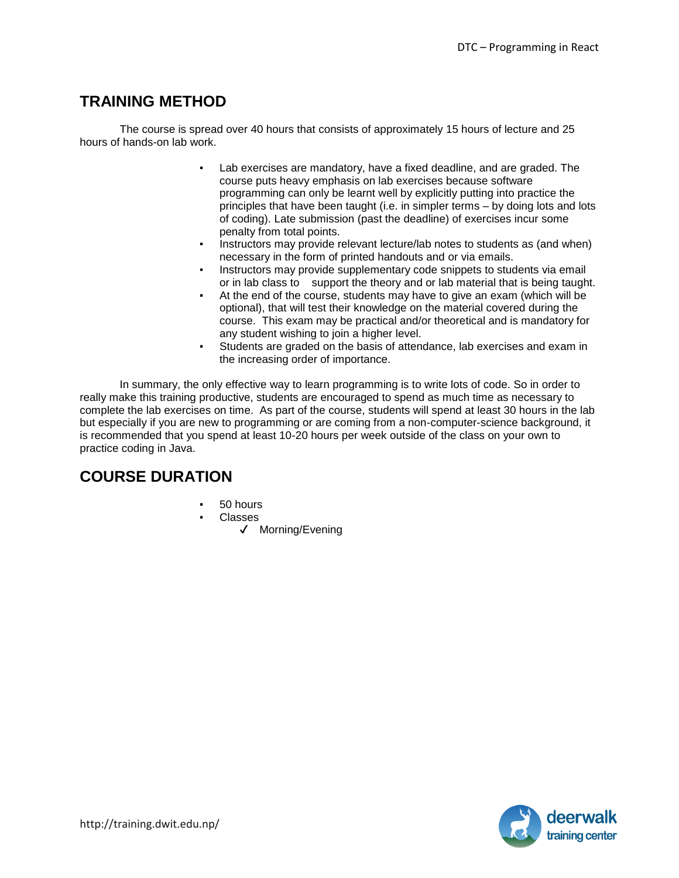## TRAINING METHOD

The course is spread over 40 hours that consists of approximately 15 hours of lecture and 25 hours of hands-on lab work.

- Lab exercises are mandatory, have a fixed deadline, and are graded. The course puts heavy emphasis on lab exercises because software programming can only be learnt well by explicitly putting into practice the principles that have been taught (i.e. in simpler terms – by doing lots and lots of coding). Late submission (past the deadline) of exercises incur some penalty from total points.
- Instructors may provide relevant lecture/lab notes to students as (and when) necessary in the form of printed handouts and or via emails.
- Instructors may provide supplementary code snippets to students via email or in lab class to support the theory and or lab material that is being taught.
- At the end of the course, students may have to give an exam (which will be optional), that will test their knowledge on the material covered during the course. This exam may be practical and/or theoretical and is mandatory for any student wishing to join a higher level.
- Students are graded on the basis of attendance, lab exercises and exam in the increasing order of importance.

In summary, the only effective way to learn programming is to write lots of code. So in order to really make this training productive, students are encouraged to spend as much time as necessary to complete the lab exercises on time. As part of the course, students will spend at least 30 hours in the lab but especially if you are new to programming or are coming from a non-computer-science background, it is recommended that you spend at least 10-20 hours per week outside of the class on your own to practice coding in Java.

## COURSE DURATION

- 50 hours
- Classes
  - ✓ Morning/Evening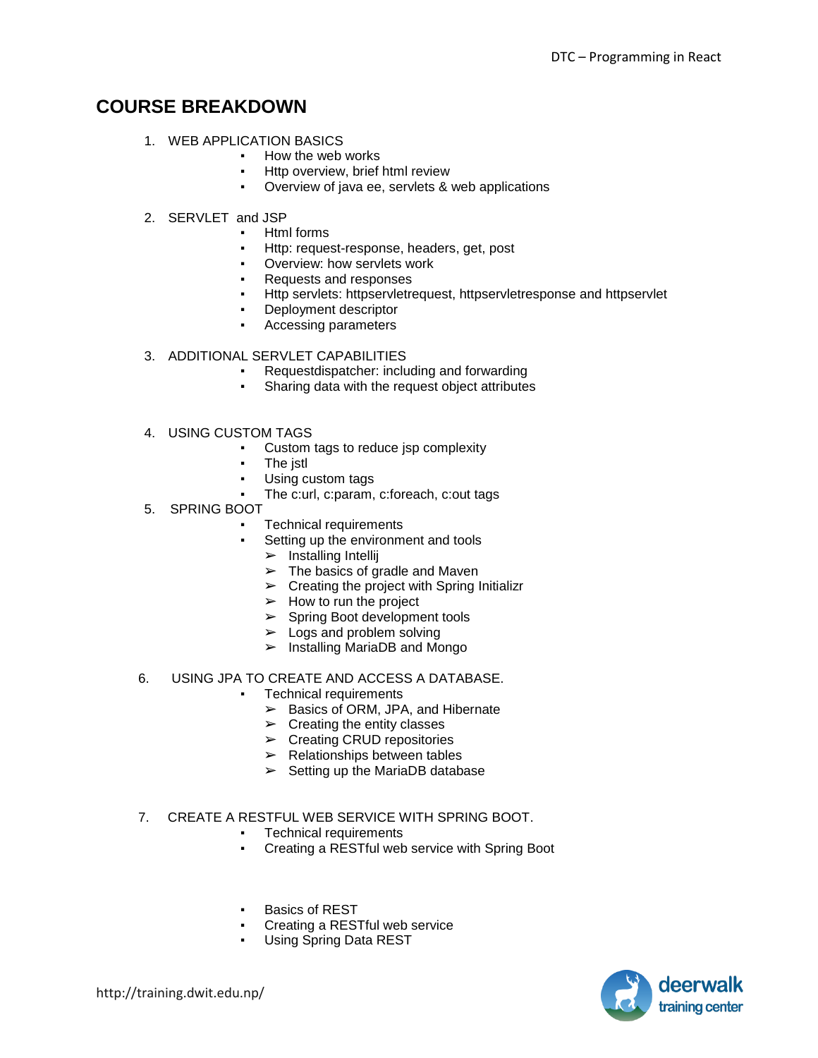## COURSE BREAKDOWN

1. WEB APPLICATION BASICS
    - How the web works
    - Http overview, brief html review
    - Overview of java ee, servlets & web applications

2. SERVLET and JSP
    - Html forms
    - Http: request-response, headers, get, post
    - Overview: how servlets work
    - Requests and responses
    - Http servlets: httpservletrequest, httpservletresponse and httpservlet
    - Deployment descriptor
    - Accessing parameters

3. ADDITIONAL SERVLET CAPABILITIES
    - Requestdispatcher: including and forwarding
    - Sharing data with the request object attributes

4. USING CUSTOM TAGS
    - Custom tags to reduce jsp complexity
    - The jstl
    - Using custom tags
    - The c:url, c:param, c:foreach, c:out tags

5. SPRING BOOT
    - Technical requirements
    - Setting up the environment and tools
        - Installing Intellij
        - The basics of gradle and Maven
        - Creating the project with Spring Initializr
        - How to run the project
        - Spring Boot development tools
        - Logs and problem solving
        - Installing MariaDB and Mongo

6. USING JPA TO CREATE AND ACCESS A DATABASE.
    - Technical requirements
        - Basics of ORM, JPA, and Hibernate
        - Creating the entity classes
        - Creating CRUD repositories
        - Relationships between tables
        - Setting up the MariaDB database

7. CREATE A RESTFUL WEB SERVICE WITH SPRING BOOT.
    - Technical requirements
    - Creating a RESTful web service with Spring Boot
    - Basics of REST
    - Creating a RESTful web service
    - Using Spring Data REST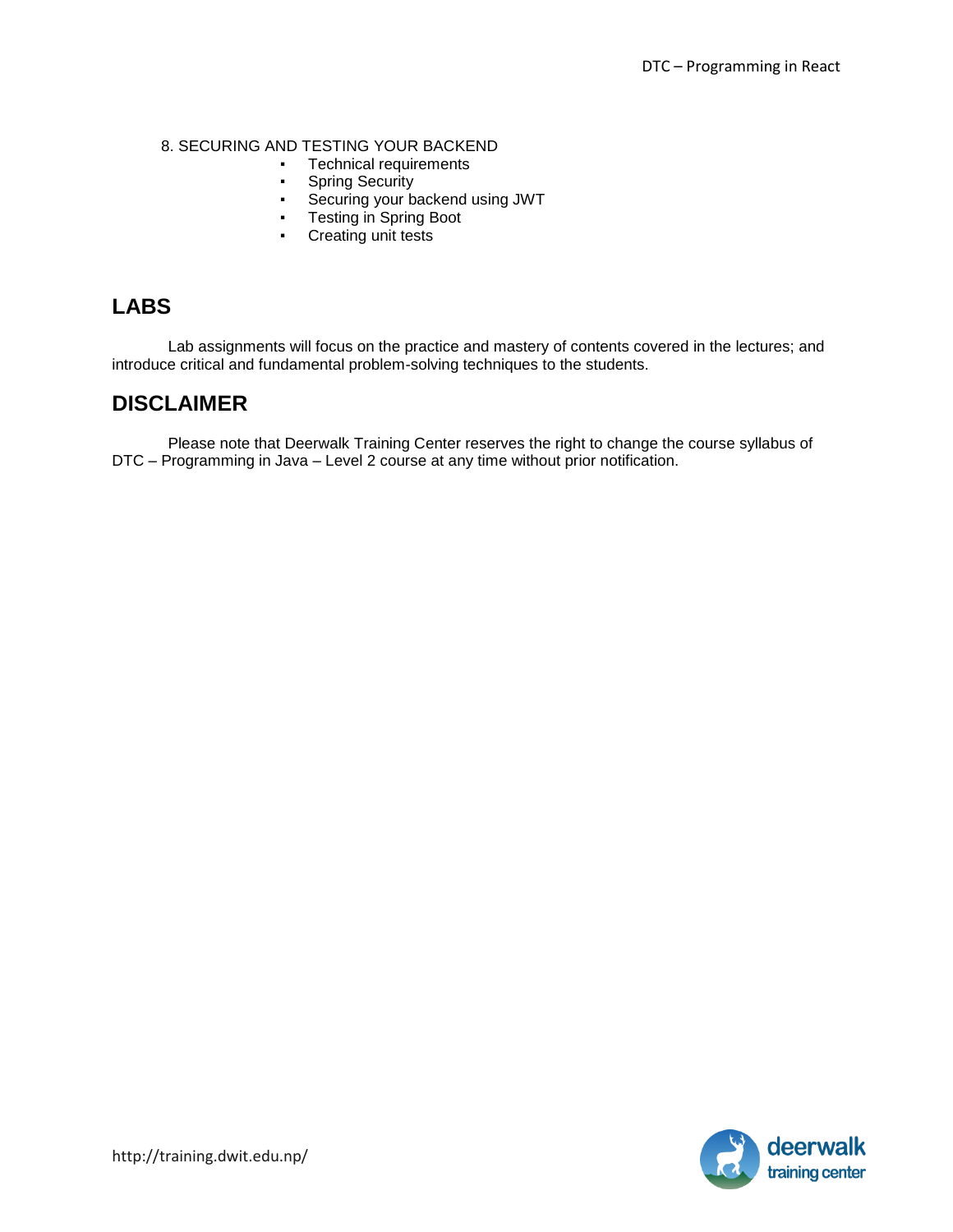8. SECURING AND TESTING YOUR BACKEND

- Technical requirements
- Spring Security
- Securing your backend using JWT
- Testing in Spring Boot
- Creating unit tests

## LABS

Lab assignments will focus on the practice and mastery of contents covered in the lectures; and introduce critical and fundamental problem-solving techniques to the students.

## DISCLAIMER

Please note that Deerwalk Training Center reserves the right to change the course syllabus of DTC – Programming in Java – Level 2 course at any time without prior notification.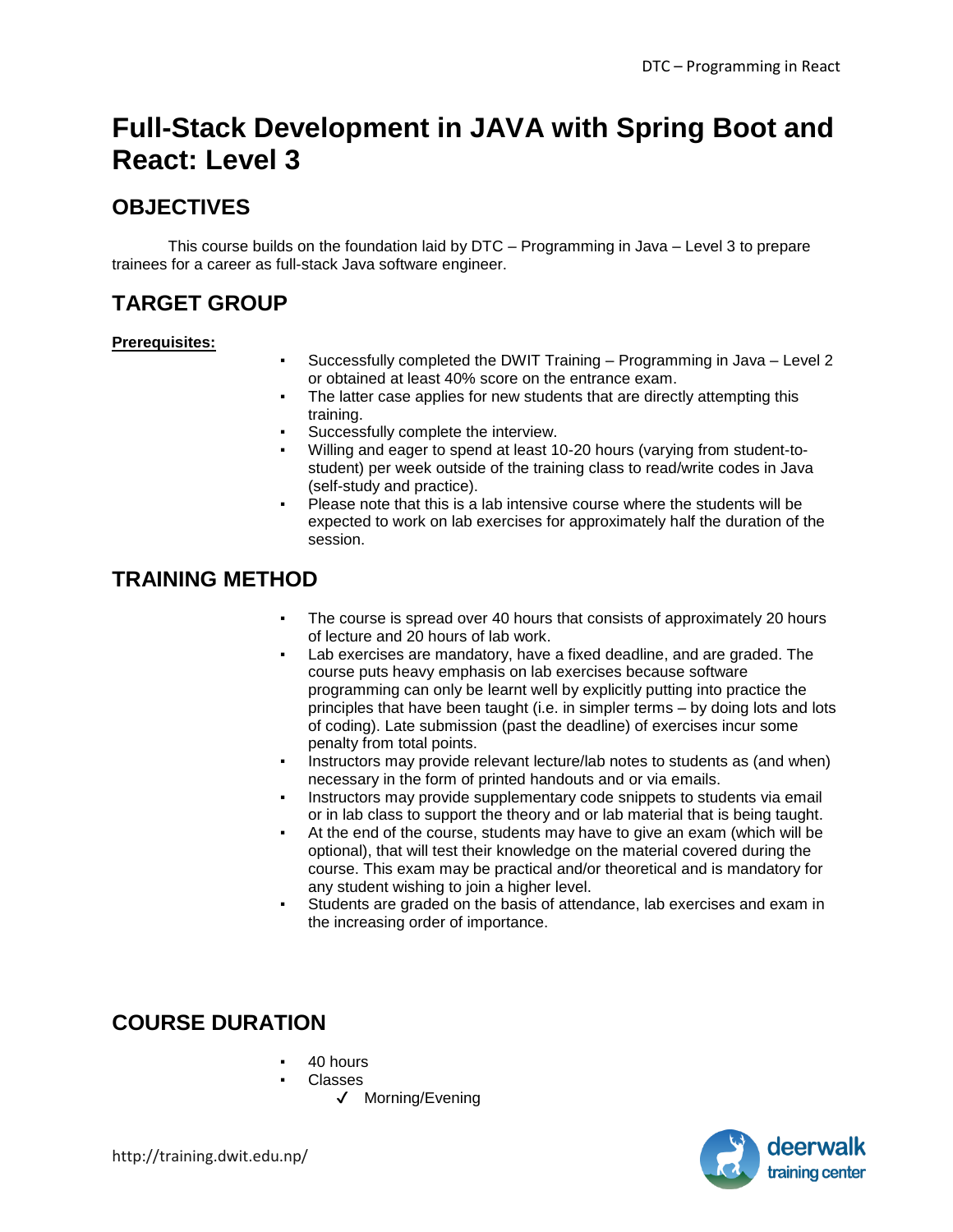# Full-Stack Development in JAVA with Spring Boot and React: Level 3

## OBJECTIVES

This course builds on the foundation laid by DTC – Programming in Java – Level 3 to prepare trainees for a career as full-stack Java software engineer.

## TARGET GROUP

**Prerequisites:**

- Successfully completed the DWIT Training – Programming in Java – Level 2 or obtained at least 40% score on the entrance exam.
- The latter case applies for new students that are directly attempting this training.
- Successfully complete the interview.
- Willing and eager to spend at least 10-20 hours (varying from student-to-student) per week outside of the training class to read/write codes in Java (self-study and practice).
- Please note that this is a lab intensive course where the students will be expected to work on lab exercises for approximately half the duration of the session.

## TRAINING METHOD

- The course is spread over 40 hours that consists of approximately 20 hours of lecture and 20 hours of lab work.
- Lab exercises are mandatory, have a fixed deadline, and are graded. The course puts heavy emphasis on lab exercises because software programming can only be learnt well by explicitly putting into practice the principles that have been taught (i.e. in simpler terms – by doing lots and lots of coding). Late submission (past the deadline) of exercises incur some penalty from total points.
- Instructors may provide relevant lecture/lab notes to students as (and when) necessary in the form of printed handouts and or via emails.
- Instructors may provide supplementary code snippets to students via email or in lab class to support the theory and or lab material that is being taught.
- At the end of the course, students may have to give an exam (which will be optional), that will test their knowledge on the material covered during the course. This exam may be practical and/or theoretical and is mandatory for any student wishing to join a higher level.
- Students are graded on the basis of attendance, lab exercises and exam in the increasing order of importance.

## COURSE DURATION

- 40 hours
- Classes
  - ✓ Morning/Evening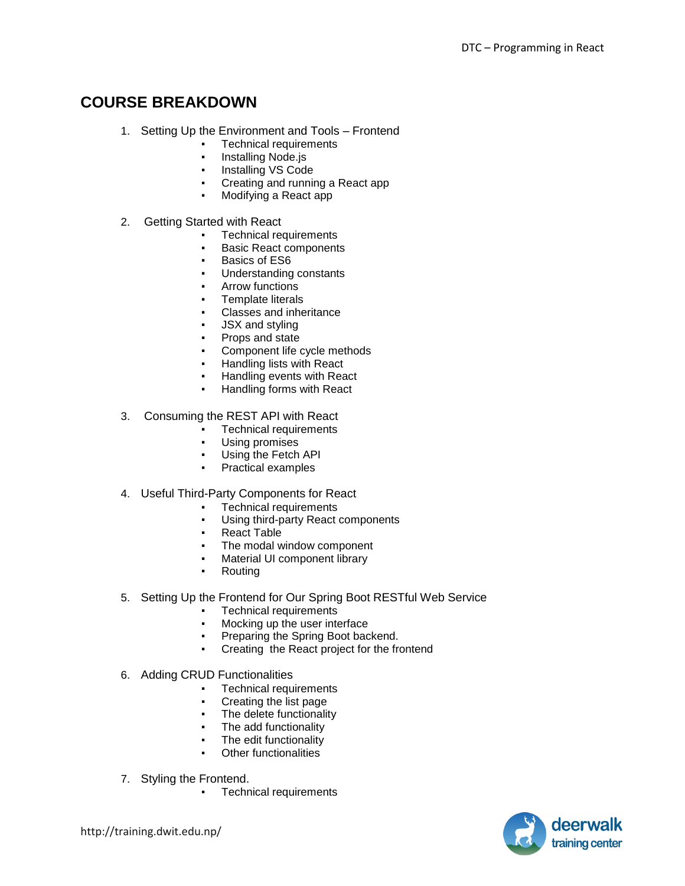## COURSE BREAKDOWN

1. Setting Up the Environment and Tools – Frontend
    - Technical requirements
    - Installing Node.js
    - Installing VS Code
    - Creating and running a React app
    - Modifying a React app

2. Getting Started with React
    - Technical requirements
    - Basic React components
    - Basics of ES6
    - Understanding constants
    - Arrow functions
    - Template literals
    - Classes and inheritance
    - JSX and styling
    - Props and state
    - Component life cycle methods
    - Handling lists with React
    - Handling events with React
    - Handling forms with React

3. Consuming the REST API with React
    - Technical requirements
    - Using promises
    - Using the Fetch API
    - Practical examples

4. Useful Third-Party Components for React
    - Technical requirements
    - Using third-party React components
    - React Table
    - The modal window component
    - Material UI component library
    - Routing

5. Setting Up the Frontend for Our Spring Boot RESTful Web Service
    - Technical requirements
    - Mocking up the user interface
    - Preparing the Spring Boot backend.
    - Creating the React project for the frontend

6. Adding CRUD Functionalities
    - Technical requirements
    - Creating the list page
    - The delete functionality
    - The add functionality
    - The edit functionality
    - Other functionalities

7. Styling the Frontend.
    - Technical requirements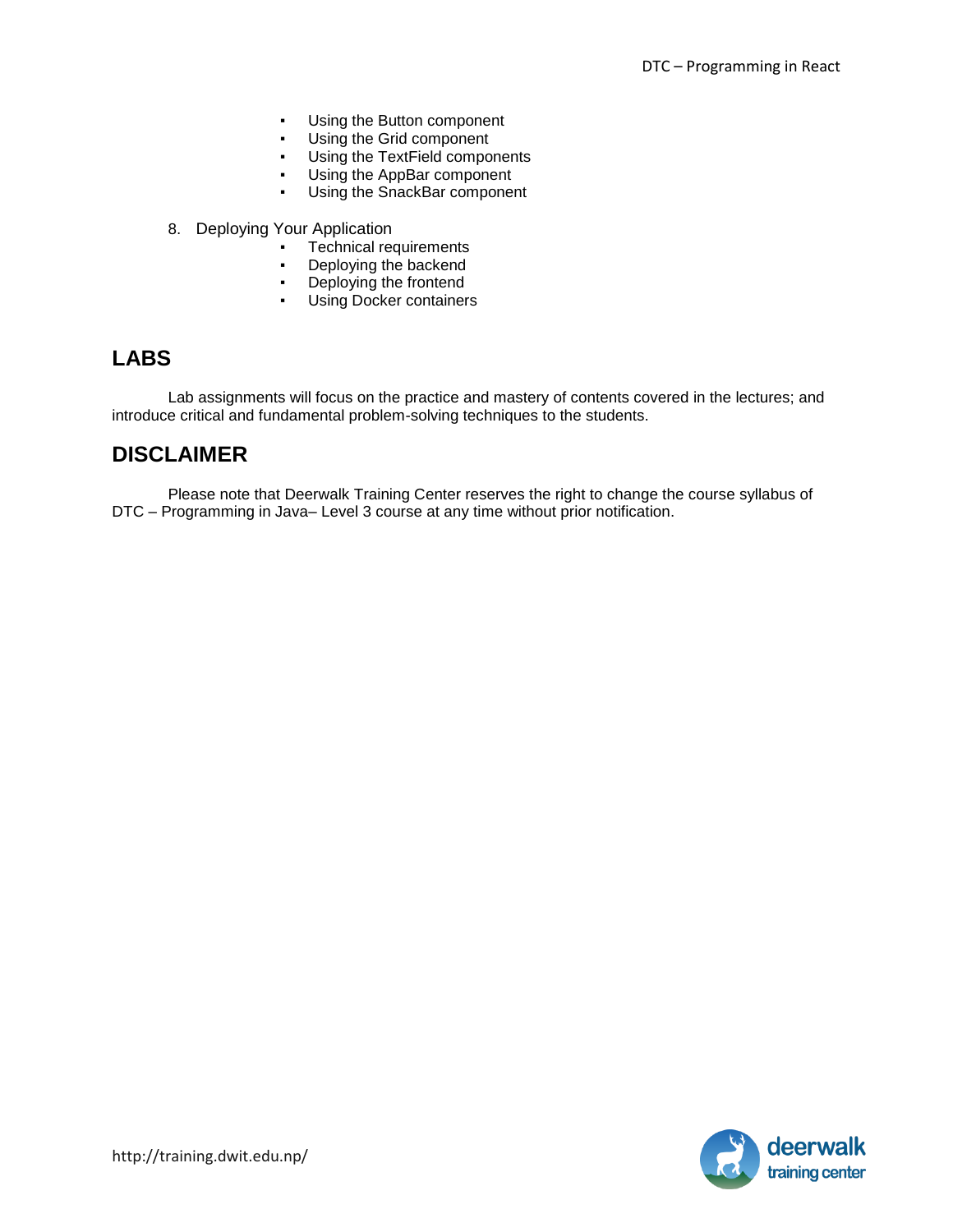- Using the Button component
- Using the Grid component
- Using the TextField components
- Using the AppBar component
- Using the SnackBar component

8. Deploying Your Application
   - Technical requirements
   - Deploying the backend
   - Deploying the frontend
   - Using Docker containers

## LABS

Lab assignments will focus on the practice and mastery of contents covered in the lectures; and introduce critical and fundamental problem-solving techniques to the students.

## DISCLAIMER

Please note that Deerwalk Training Center reserves the right to change the course syllabus of DTC – Programming in Java– Level 3 course at any time without prior notification.